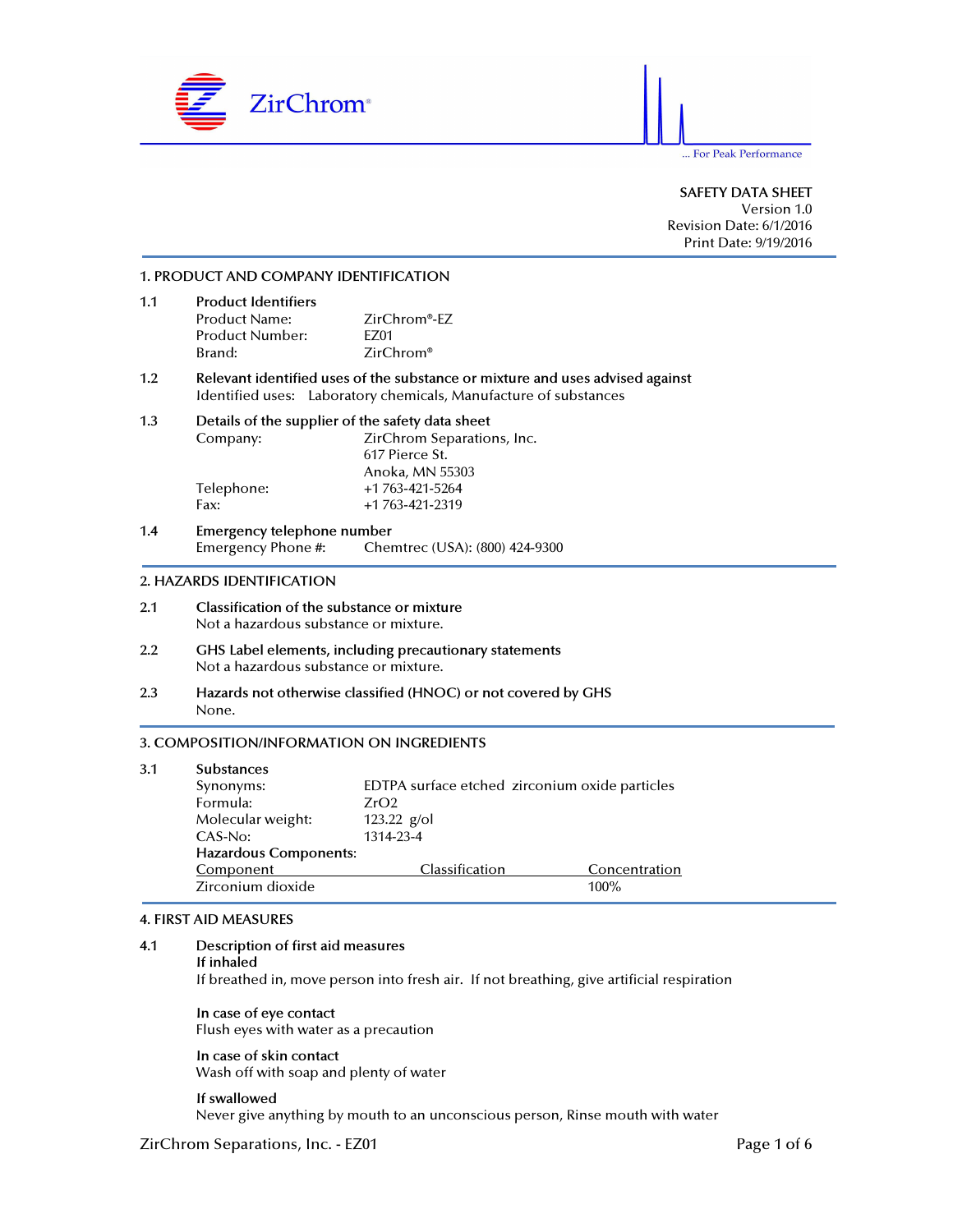ZirChrom®

... For Peak Performance

SAFETY DATA SHEET
Version 1.0
Revision Date: 6/1/2016
Print Date: 9/19/2016

## 1. PRODUCT AND COMPANY IDENTIFICATION

**1.1 Product Identifiers**

Product Name: ZirChrom®-EZ
Product Number: EZ01
Brand: ZirChrom®

**1.2 Relevant identified uses of the substance or mixture and uses advised against**

Identified uses: Laboratory chemicals, Manufacture of substances

**1.3 Details of the supplier of the safety data sheet**

Company: ZirChrom Separations, Inc.
617 Pierce St.
Anoka, MN 55303
Telephone: +1 763-421-5264
Fax: +1 763-421-2319

**1.4 Emergency telephone number**

Emergency Phone #: Chemtrec (USA): (800) 424-9300

## 2. HAZARDS IDENTIFICATION

**2.1 Classification of the substance or mixture**

Not a hazardous substance or mixture.

**2.2 GHS Label elements, including precautionary statements**

Not a hazardous substance or mixture.

**2.3 Hazards not otherwise classified (HNOC) or not covered by GHS**

None.

## 3. COMPOSITION/INFORMATION ON INGREDIENTS

**3.1 Substances**

Synonyms: EDTPA surface etched zirconium oxide particles
Formula: $ZrO_2$
Molecular weight: 123.22 g/ol
CAS-No: 1314-23-4

**Hazardous Components:**

| Component | Classification | Concentration |
|---|---|---|
| Zirconium dioxide | | 100% |

## 4. FIRST AID MEASURES

**4.1 Description of first aid measures**

**If inhaled**

If breathed in, move person into fresh air. If not breathing, give artificial respiration

**In case of eye contact**

Flush eyes with water as a precaution

**In case of skin contact**

Wash off with soap and plenty of water

**If swallowed**

Never give anything by mouth to an unconscious person, Rinse mouth with water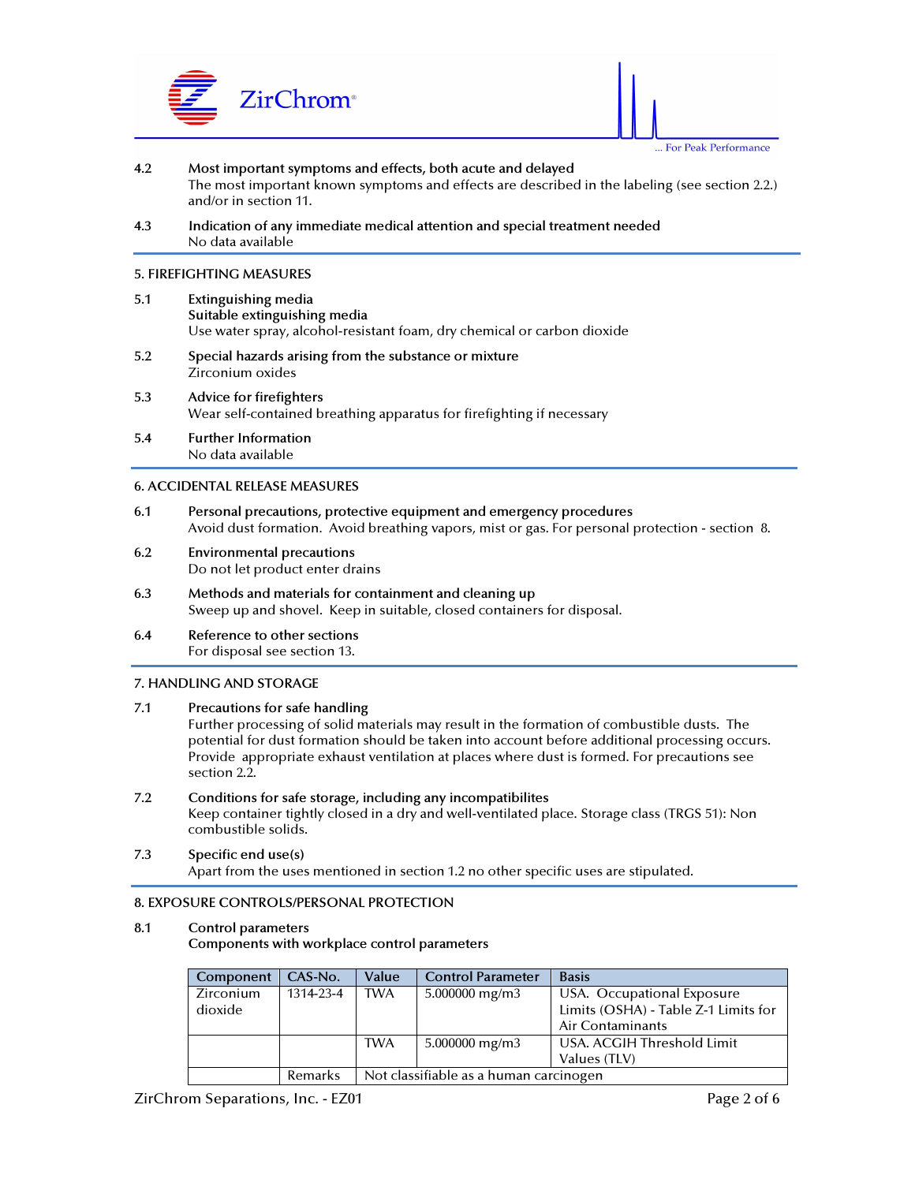4.2 **Most important symptoms and effects, both acute and delayed**
The most important known symptoms and effects are described in the labeling (see section 2.2.) and/or in section 11.

4.3 **Indication of any immediate medical attention and special treatment needed**
No data available

## 5. FIREFIGHTING MEASURES

5.1 **Extinguishing media**
**Suitable extinguishing media**
Use water spray, alcohol-resistant foam, dry chemical or carbon dioxide

5.2 **Special hazards arising from the substance or mixture**
Zirconium oxides

5.3 **Advice for firefighters**
Wear self-contained breathing apparatus for firefighting if necessary

5.4 **Further Information**
No data available

## 6. ACCIDENTAL RELEASE MEASURES

6.1 **Personal precautions, protective equipment and emergency procedures**
Avoid dust formation. Avoid breathing vapors, mist or gas. For personal protection - section 8.

6.2 **Environmental precautions**
Do not let product enter drains

6.3 **Methods and materials for containment and cleaning up**
Sweep up and shovel. Keep in suitable, closed containers for disposal.

6.4 **Reference to other sections**
For disposal see section 13.

## 7. HANDLING AND STORAGE

7.1 **Precautions for safe handling**
Further processing of solid materials may result in the formation of combustible dusts. The potential for dust formation should be taken into account before additional processing occurs. Provide appropriate exhaust ventilation at places where dust is formed. For precautions see section 2.2.

7.2 **Conditions for safe storage, including any incompatibilites**
Keep container tightly closed in a dry and well-ventilated place. Storage class (TRGS 51): Non combustible solids.

7.3 **Specific end use(s)**
Apart from the uses mentioned in section 1.2 no other specific uses are stipulated.

## 8. EXPOSURE CONTROLS/PERSONAL PROTECTION

8.1 **Control parameters**
**Components with workplace control parameters**

| Component | CAS-No. | Value | Control Parameter | Basis |
|---|---|---|---|---|
| Zirconium dioxide | 1314-23-4 | TWA | 5.000000 mg/m3 | USA. Occupational Exposure Limits (OSHA) - Table Z-1 Limits for Air Contaminants |
| | | TWA | 5.000000 mg/m3 | USA. ACGIH Threshold Limit Values (TLV) |
| | Remarks | Not classifiable as a human carcinogen | | |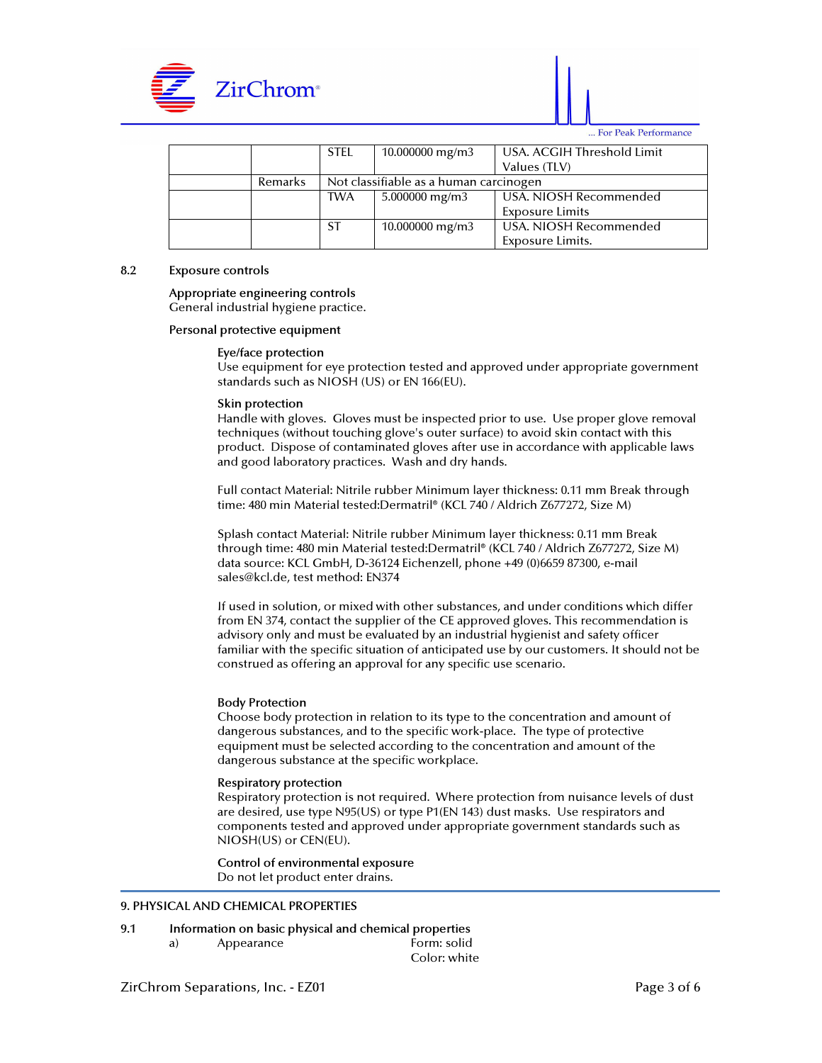| | | STEL | 10.000000 mg/m3 | USA. ACGIH Threshold Limit Values (TLV) |
|---|---|---|---|---|
| | Remarks | Not classifiable as a human carcinogen | | |
| | | TWA | 5.000000 mg/m3 | USA. NIOSH Recommended Exposure Limits |
| | | ST | 10.000000 mg/m3 | USA. NIOSH Recommended Exposure Limits. |

## 8.2 Exposure controls

**Appropriate engineering controls**
General industrial hygiene practice.

**Personal protective equipment**

**Eye/face protection**
Use equipment for eye protection tested and approved under appropriate government standards such as NIOSH (US) or EN 166(EU).

**Skin protection**
Handle with gloves. Gloves must be inspected prior to use. Use proper glove removal techniques (without touching glove's outer surface) to avoid skin contact with this product. Dispose of contaminated gloves after use in accordance with applicable laws and good laboratory practices. Wash and dry hands.

Full contact Material: Nitrile rubber Minimum layer thickness: 0.11 mm Break through time: 480 min Material tested:Dermatril® (KCL 740 / Aldrich Z677272, Size M)

Splash contact Material: Nitrile rubber Minimum layer thickness: 0.11 mm Break through time: 480 min Material tested:Dermatril® (KCL 740 / Aldrich Z677272, Size M) data source: KCL GmbH, D-36124 Eichenzell, phone +49 (0)6659 87300, e-mail sales@kcl.de, test method: EN374

If used in solution, or mixed with other substances, and under conditions which differ from EN 374, contact the supplier of the CE approved gloves. This recommendation is advisory only and must be evaluated by an industrial hygienist and safety officer familiar with the specific situation of anticipated use by our customers. It should not be construed as offering an approval for any specific use scenario.

**Body Protection**
Choose body protection in relation to its type to the concentration and amount of dangerous substances, and to the specific work-place. The type of protective equipment must be selected according to the concentration and amount of the dangerous substance at the specific workplace.

**Respiratory protection**
Respiratory protection is not required. Where protection from nuisance levels of dust are desired, use type N95(US) or type P1(EN 143) dust masks. Use respirators and components tested and approved under appropriate government standards such as NIOSH(US) or CEN(EU).

**Control of environmental exposure**
Do not let product enter drains.

# 9. PHYSICAL AND CHEMICAL PROPERTIES

## 9.1 Information on basic physical and chemical properties

a) Appearance — Form: solid
Color: white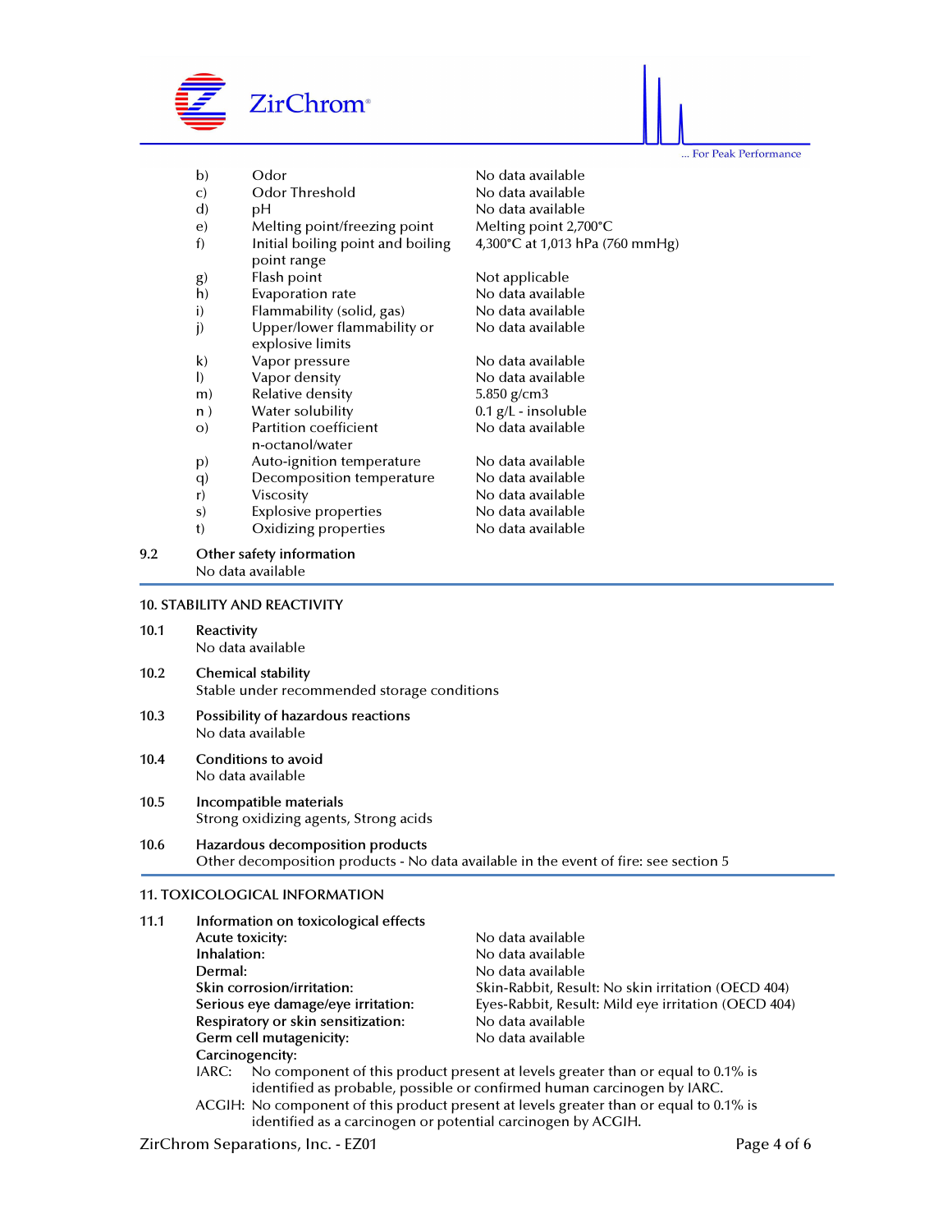| | | |
|---|---|---|
| b) | Odor | No data available |
| c) | Odor Threshold | No data available |
| d) | pH | No data available |
| e) | Melting point/freezing point | Melting point 2,700°C |
| f) | Initial boiling point and boiling point range | 4,300°C at 1,013 hPa (760 mmHg) |
| g) | Flash point | Not applicable |
| h) | Evaporation rate | No data available |
| i) | Flammability (solid, gas) | No data available |
| j) | Upper/lower flammability or explosive limits | No data available |
| k) | Vapor pressure | No data available |
| l) | Vapor density | No data available |
| m) | Relative density | 5.850 g/cm3 |
| n ) | Water solubility | 0.1 g/L - insoluble |
| o) | Partition coefficient n-octanol/water | No data available |
| p) | Auto-ignition temperature | No data available |
| q) | Decomposition temperature | No data available |
| r) | Viscosity | No data available |
| s) | Explosive properties | No data available |
| t) | Oxidizing properties | No data available |

**9.2 Other safety information**
No data available

## 10. STABILITY AND REACTIVITY

**10.1 Reactivity**
No data available

**10.2 Chemical stability**
Stable under recommended storage conditions

**10.3 Possibility of hazardous reactions**
No data available

**10.4 Conditions to avoid**
No data available

**10.5 Incompatible materials**
Strong oxidizing agents, Strong acids

**10.6 Hazardous decomposition products**
Other decomposition products - No data available in the event of fire: see section 5

## 11. TOXICOLOGICAL INFORMATION

**11.1 Information on toxicological effects**

| | |
|---|---|
| **Acute toxicity:** | No data available |
| **Inhalation:** | No data available |
| **Dermal:** | No data available |
| **Skin corrosion/irritation:** | Skin-Rabbit, Result: No skin irritation (OECD 404) |
| **Serious eye damage/eye irritation:** | Eyes-Rabbit, Result: Mild eye irritation (OECD 404) |
| **Respiratory or skin sensitization:** | No data available |
| **Germ cell mutagenicity:** | No data available |

**Carcinogencity:**

IARC: No component of this product present at levels greater than or equal to 0.1% is identified as probable, possible or confirmed human carcinogen by IARC.

ACGIH: No component of this product present at levels greater than or equal to 0.1% is identified as a carcinogen or potential carcinogen by ACGIH.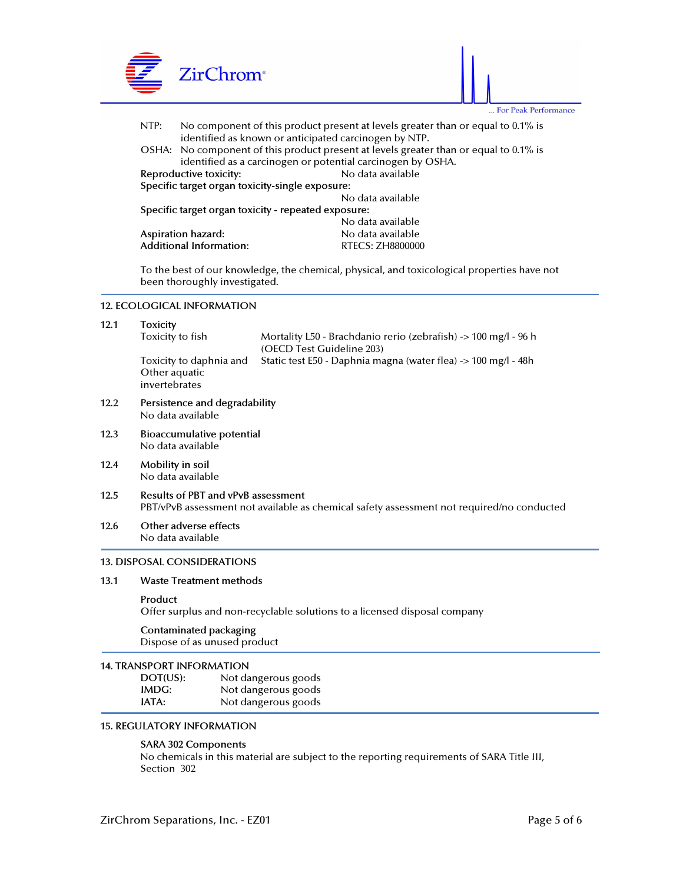NTP: No component of this product present at levels greater than or equal to 0.1% is identified as known or anticipated carcinogen by NTP.

OSHA: No component of this product present at levels greater than or equal to 0.1% is identified as a carcinogen or potential carcinogen by OSHA.

**Reproductive toxicity:** No data available

**Specific target organ toxicity-single exposure:** No data available

**Specific target organ toxicity - repeated exposure:** No data available

**Aspiration hazard:** No data available

**Additional Information:** RTECS: ZH8800000

To the best of our knowledge, the chemical, physical, and toxicological properties have not been thoroughly investigated.

## 12. ECOLOGICAL INFORMATION

### 12.1 Toxicity

| | |
|---|---|
| Toxicity to fish | Mortality L50 - Brachdanio rerio (zebrafish) -> 100 mg/l - 96 h (OECD Test Guideline 203) |
| Toxicity to daphnia and Other aquatic invertebrates | Static test E50 - Daphnia magna (water flea) -> 100 mg/l - 48h |

### 12.2 Persistence and degradability

No data available

### 12.3 Bioaccumulative potential

No data available

### 12.4 Mobility in soil

No data available

### 12.5 Results of PBT and vPvB assessment

PBT/vPvB assessment not available as chemical safety assessment not required/no conducted

### 12.6 Other adverse effects

No data available

## 13. DISPOSAL CONSIDERATIONS

### 13.1 Waste Treatment methods

**Product**
Offer surplus and non-recyclable solutions to a licensed disposal company

**Contaminated packaging**
Dispose of as unused product

## 14. TRANSPORT INFORMATION

| | |
|---|---|
| DOT(US): | Not dangerous goods |
| IMDG: | Not dangerous goods |
| IATA: | Not dangerous goods |

## 15. REGULATORY INFORMATION

**SARA 302 Components**
No chemicals in this material are subject to the reporting requirements of SARA Title III, Section 302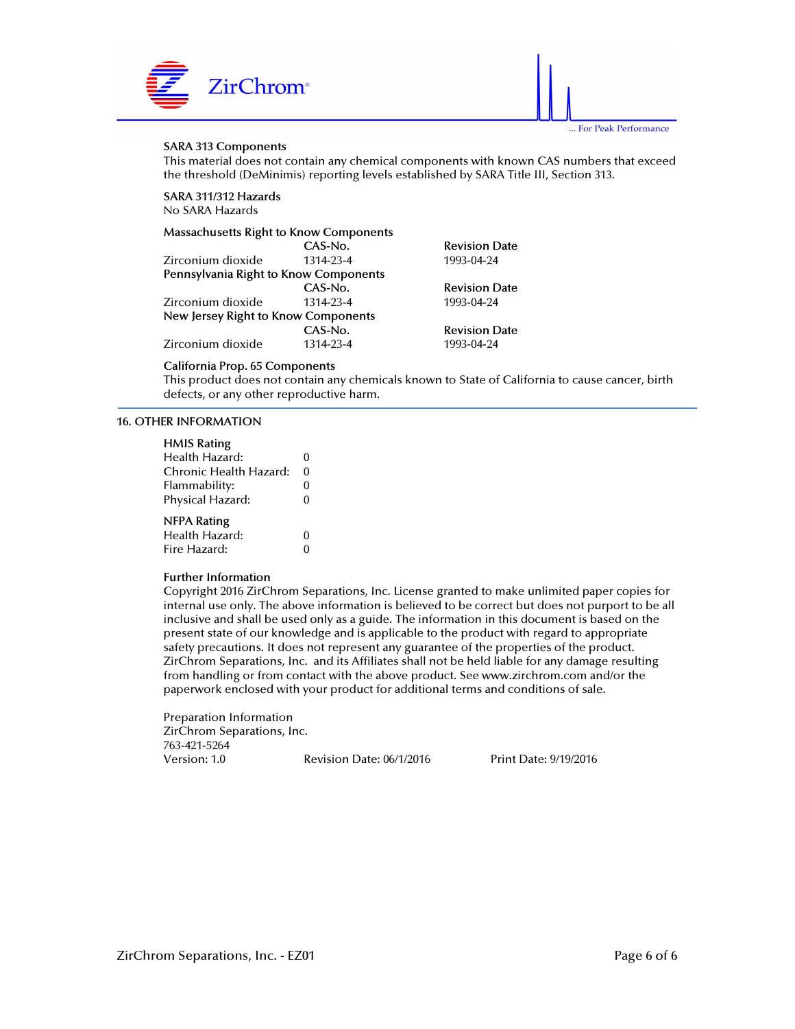**SARA 313 Components**
This material does not contain any chemical components with known CAS numbers that exceed the threshold (DeMinimis) reporting levels established by SARA Title III, Section 313.

**SARA 311/312 Hazards**
No SARA Hazards

**Massachusetts Right to Know Components**

| | CAS-No. | Revision Date |
|---|---|---|
| Zirconium dioxide | 1314-23-4 | 1993-04-24 |

**Pennsylvania Right to Know Components**

| | CAS-No. | Revision Date |
|---|---|---|
| Zirconium dioxide | 1314-23-4 | 1993-04-24 |

**New Jersey Right to Know Components**

| | CAS-No. | Revision Date |
|---|---|---|
| Zirconium dioxide | 1314-23-4 | 1993-04-24 |

**California Prop. 65 Components**
This product does not contain any chemicals known to State of California to cause cancer, birth defects, or any other reproductive harm.

## 16. OTHER INFORMATION

**HMIS Rating**

| | |
|---|---|
| Health Hazard: | 0 |
| Chronic Health Hazard: | 0 |
| Flammability: | 0 |
| Physical Hazard: | 0 |

**NFPA Rating**

| | |
|---|---|
| Health Hazard: | 0 |
| Fire Hazard: | 0 |

**Further Information**
Copyright 2016 ZirChrom Separations, Inc. License granted to make unlimited paper copies for internal use only. The above information is believed to be correct but does not purport to be all inclusive and shall be used only as a guide. The information in this document is based on the present state of our knowledge and is applicable to the product with regard to appropriate safety precautions. It does not represent any guarantee of the properties of the product. ZirChrom Separations, Inc. and its Affiliates shall not be held liable for any damage resulting from handling or from contact with the above product. See www.zirchrom.com and/or the paperwork enclosed with your product for additional terms and conditions of sale.

Preparation Information
ZirChrom Separations, Inc.
763-421-5264
Version: 1.0 Revision Date: 06/1/2016 Print Date: 9/19/2016